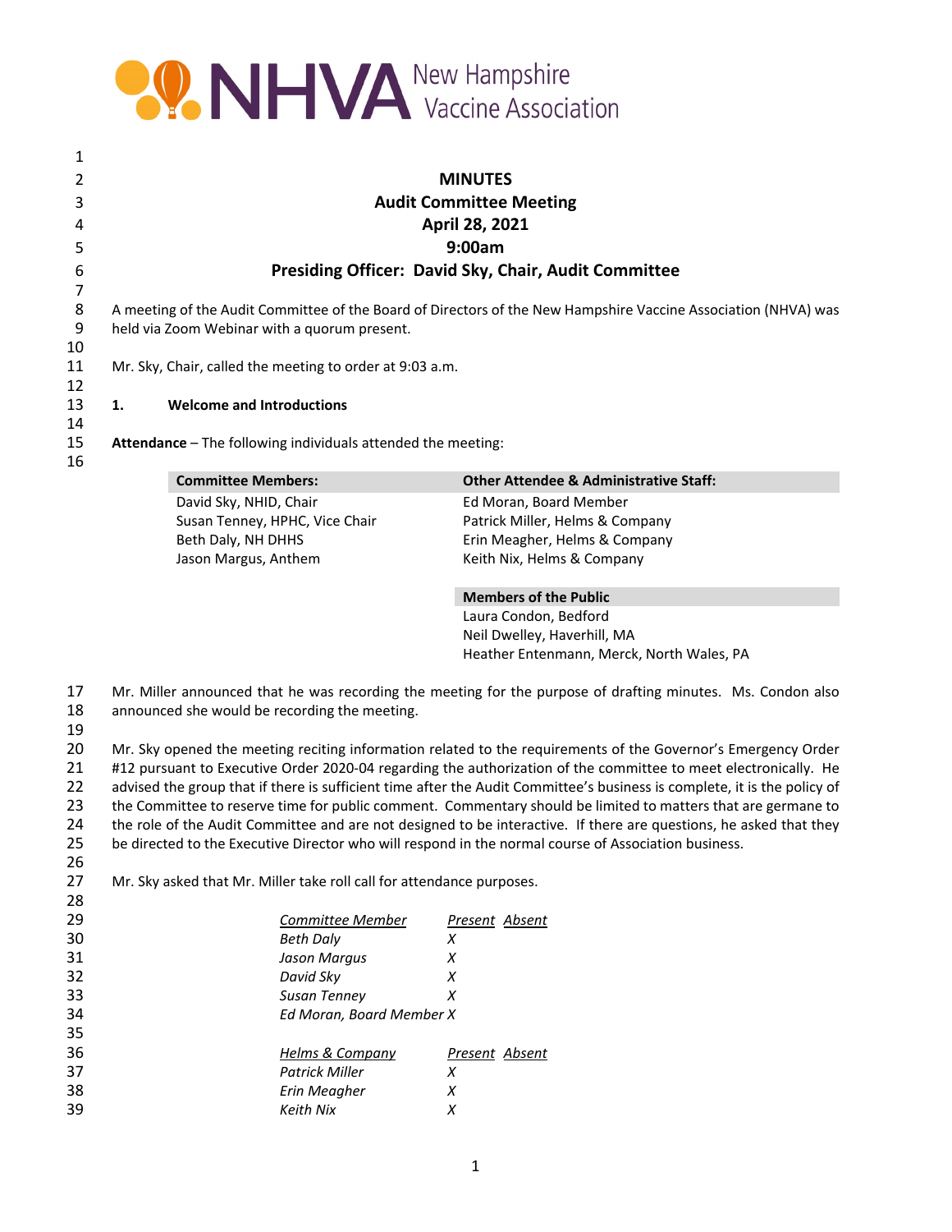NHVA New Hampshire Vaccine Association

**MINUTES**
**Audit Committee Meeting**
**April 28, 2021**
**9:00am**
**Presiding Officer: David Sky, Chair, Audit Committee**

A meeting of the Audit Committee of the Board of Directors of the New Hampshire Vaccine Association (NHVA) was held via Zoom Webinar with a quorum present.

Mr. Sky, Chair, called the meeting to order at 9:03 a.m.

## 1. Welcome and Introductions

**Attendance** – The following individuals attended the meeting:

| Committee Members: | Other Attendee & Administrative Staff: |
|---|---|
| David Sky, NHID, Chair | Ed Moran, Board Member |
| Susan Tenney, HPHC, Vice Chair | Patrick Miller, Helms & Company |
| Beth Daly, NH DHHS | Erin Meagher, Helms & Company |
| Jason Margus, Anthem | Keith Nix, Helms & Company |

| Members of the Public |
|---|
| Laura Condon, Bedford |
| Neil Dwelley, Haverhill, MA |
| Heather Entenmann, Merck, North Wales, PA |

Mr. Miller announced that he was recording the meeting for the purpose of drafting minutes. Ms. Condon also announced she would be recording the meeting.

Mr. Sky opened the meeting reciting information related to the requirements of the Governor's Emergency Order #12 pursuant to Executive Order 2020-04 regarding the authorization of the committee to meet electronically. He advised the group that if there is sufficient time after the Audit Committee's business is complete, it is the policy of the Committee to reserve time for public comment. Commentary should be limited to matters that are germane to the role of the Audit Committee and are not designed to be interactive. If there are questions, he asked that they be directed to the Executive Director who will respond in the normal course of Association business.

Mr. Sky asked that Mr. Miller take roll call for attendance purposes.

| *Committee Member* | *Present* | *Absent* |
|---|---|---|
| *Beth Daly* | *X* | |
| *Jason Margus* | *X* | |
| *David Sky* | *X* | |
| *Susan Tenney* | *X* | |
| *Ed Moran, Board Member* | *X* | |

| *Helms & Company* | *Present* | *Absent* |
|---|---|---|
| *Patrick Miller* | *X* | |
| *Erin Meagher* | *X* | |
| *Keith Nix* | *X* | |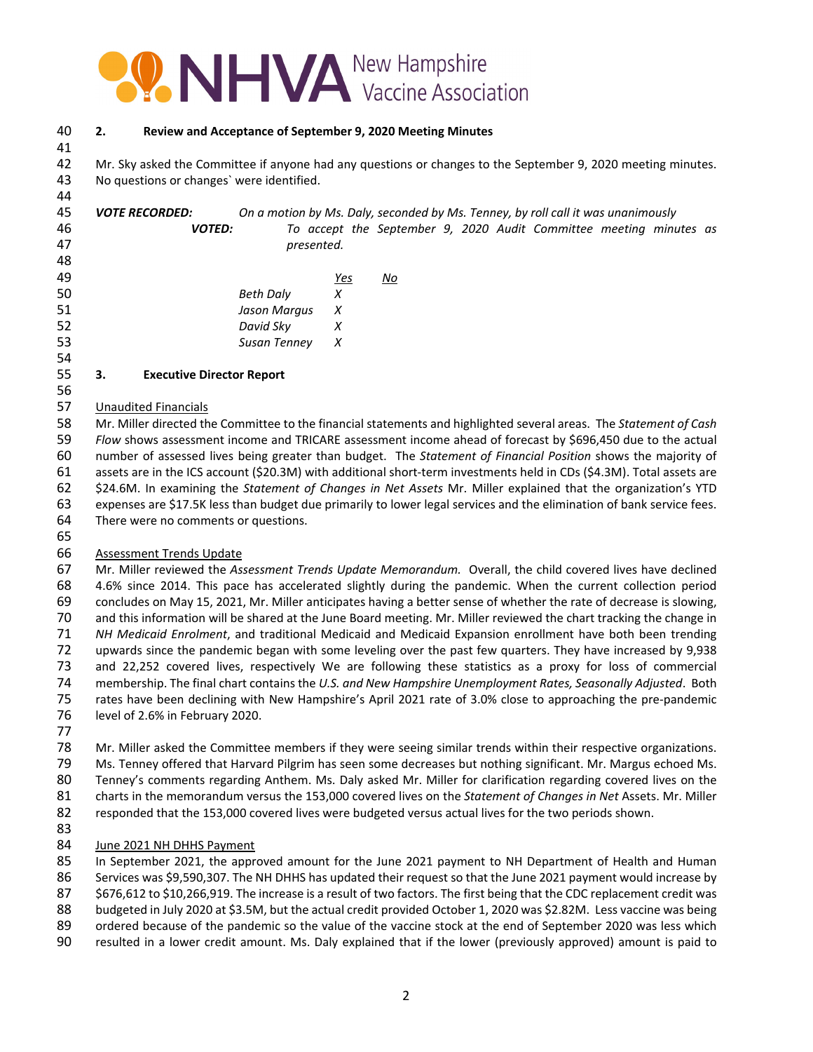## 2. Review and Acceptance of September 9, 2020 Meeting Minutes

Mr. Sky asked the Committee if anyone had any questions or changes to the September 9, 2020 meeting minutes. No questions or changes` were identified.

***VOTE RECORDED:*** *On a motion by Ms. Daly, seconded by Ms. Tenney, by roll call it was unanimously*
***VOTED:*** *To accept the September 9, 2020 Audit Committee meeting minutes as presented.*

| | Yes | No |
|---|---|---|
| *Beth Daly* | *X* | |
| *Jason Margus* | *X* | |
| *David Sky* | *X* | |
| *Susan Tenney* | *X* | |

## 3. Executive Director Report

Unaudited Financials

Mr. Miller directed the Committee to the financial statements and highlighted several areas. The *Statement of Cash Flow* shows assessment income and TRICARE assessment income ahead of forecast by $696,450 due to the actual number of assessed lives being greater than budget. The *Statement of Financial Position* shows the majority of assets are in the ICS account ($20.3M) with additional short-term investments held in CDs ($4.3M). Total assets are $24.6M. In examining the *Statement of Changes in Net Assets* Mr. Miller explained that the organization's YTD expenses are $17.5K less than budget due primarily to lower legal services and the elimination of bank service fees. There were no comments or questions.

Assessment Trends Update

Mr. Miller reviewed the *Assessment Trends Update Memorandum.* Overall, the child covered lives have declined 4.6% since 2014. This pace has accelerated slightly during the pandemic. When the current collection period concludes on May 15, 2021, Mr. Miller anticipates having a better sense of whether the rate of decrease is slowing, and this information will be shared at the June Board meeting. Mr. Miller reviewed the chart tracking the change in *NH Medicaid Enrolment*, and traditional Medicaid and Medicaid Expansion enrollment have both been trending upwards since the pandemic began with some leveling over the past few quarters. They have increased by 9,938 and 22,252 covered lives, respectively We are following these statistics as a proxy for loss of commercial membership. The final chart contains the *U.S. and New Hampshire Unemployment Rates, Seasonally Adjusted*. Both rates have been declining with New Hampshire's April 2021 rate of 3.0% close to approaching the pre-pandemic level of 2.6% in February 2020.

Mr. Miller asked the Committee members if they were seeing similar trends within their respective organizations. Ms. Tenney offered that Harvard Pilgrim has seen some decreases but nothing significant. Mr. Margus echoed Ms. Tenney's comments regarding Anthem. Ms. Daly asked Mr. Miller for clarification regarding covered lives on the charts in the memorandum versus the 153,000 covered lives on the *Statement of Changes in Net* Assets. Mr. Miller responded that the 153,000 covered lives were budgeted versus actual lives for the two periods shown.

June 2021 NH DHHS Payment

In September 2021, the approved amount for the June 2021 payment to NH Department of Health and Human Services was $9,590,307. The NH DHHS has updated their request so that the June 2021 payment would increase by $676,612 to $10,266,919. The increase is a result of two factors. The first being that the CDC replacement credit was budgeted in July 2020 at $3.5M, but the actual credit provided October 1, 2020 was $2.82M. Less vaccine was being ordered because of the pandemic so the value of the vaccine stock at the end of September 2020 was less which resulted in a lower credit amount. Ms. Daly explained that if the lower (previously approved) amount is paid to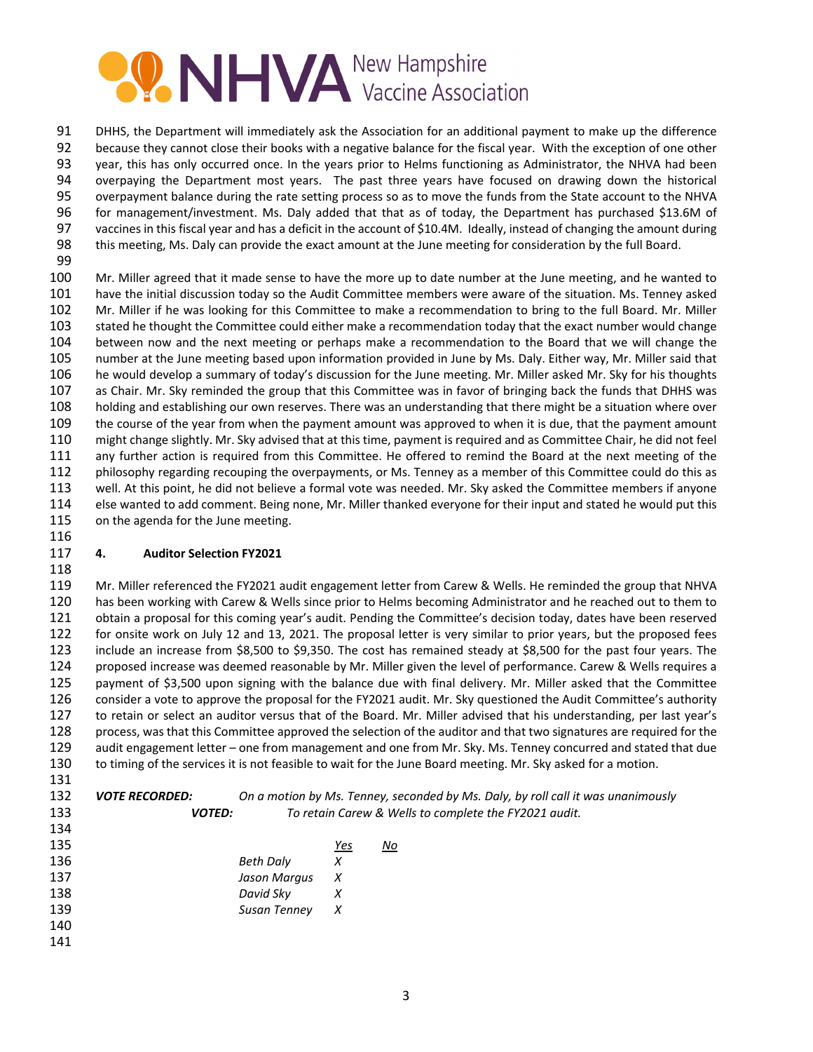DHHS, the Department will immediately ask the Association for an additional payment to make up the difference because they cannot close their books with a negative balance for the fiscal year. With the exception of one other year, this has only occurred once. In the years prior to Helms functioning as Administrator, the NHVA had been overpaying the Department most years. The past three years have focused on drawing down the historical overpayment balance during the rate setting process so as to move the funds from the State account to the NHVA for management/investment. Ms. Daly added that that as of today, the Department has purchased $13.6M of vaccines in this fiscal year and has a deficit in the account of $10.4M. Ideally, instead of changing the amount during this meeting, Ms. Daly can provide the exact amount at the June meeting for consideration by the full Board.

Mr. Miller agreed that it made sense to have the more up to date number at the June meeting, and he wanted to have the initial discussion today so the Audit Committee members were aware of the situation. Ms. Tenney asked Mr. Miller if he was looking for this Committee to make a recommendation to bring to the full Board. Mr. Miller stated he thought the Committee could either make a recommendation today that the exact number would change between now and the next meeting or perhaps make a recommendation to the Board that we will change the number at the June meeting based upon information provided in June by Ms. Daly. Either way, Mr. Miller said that he would develop a summary of today's discussion for the June meeting. Mr. Miller asked Mr. Sky for his thoughts as Chair. Mr. Sky reminded the group that this Committee was in favor of bringing back the funds that DHHS was holding and establishing our own reserves. There was an understanding that there might be a situation where over the course of the year from when the payment amount was approved to when it is due, that the payment amount might change slightly. Mr. Sky advised that at this time, payment is required and as Committee Chair, he did not feel any further action is required from this Committee. He offered to remind the Board at the next meeting of the philosophy regarding recouping the overpayments, or Ms. Tenney as a member of this Committee could do this as well. At this point, he did not believe a formal vote was needed. Mr. Sky asked the Committee members if anyone else wanted to add comment. Being none, Mr. Miller thanked everyone for their input and stated he would put this on the agenda for the June meeting.

**4. Auditor Selection FY2021**

Mr. Miller referenced the FY2021 audit engagement letter from Carew & Wells. He reminded the group that NHVA has been working with Carew & Wells since prior to Helms becoming Administrator and he reached out to them to obtain a proposal for this coming year's audit. Pending the Committee's decision today, dates have been reserved for onsite work on July 12 and 13, 2021. The proposal letter is very similar to prior years, but the proposed fees include an increase from $8,500 to $9,350. The cost has remained steady at $8,500 for the past four years. The proposed increase was deemed reasonable by Mr. Miller given the level of performance. Carew & Wells requires a payment of $3,500 upon signing with the balance due with final delivery. Mr. Miller asked that the Committee consider a vote to approve the proposal for the FY2021 audit. Mr. Sky questioned the Audit Committee's authority to retain or select an auditor versus that of the Board. Mr. Miller advised that his understanding, per last year's process, was that this Committee approved the selection of the auditor and that two signatures are required for the audit engagement letter – one from management and one from Mr. Sky. Ms. Tenney concurred and stated that due to timing of the services it is not feasible to wait for the June Board meeting. Mr. Sky asked for a motion.

***VOTE RECORDED:*** *On a motion by Ms. Tenney, seconded by Ms. Daly, by roll call it was unanimously*
***VOTED:*** *To retain Carew & Wells to complete the FY2021 audit.*

| | *Yes* | *No* |
|---|---|---|
| *Beth Daly* | *X* | |
| *Jason Margus* | *X* | |
| *David Sky* | *X* | |
| *Susan Tenney* | *X* | |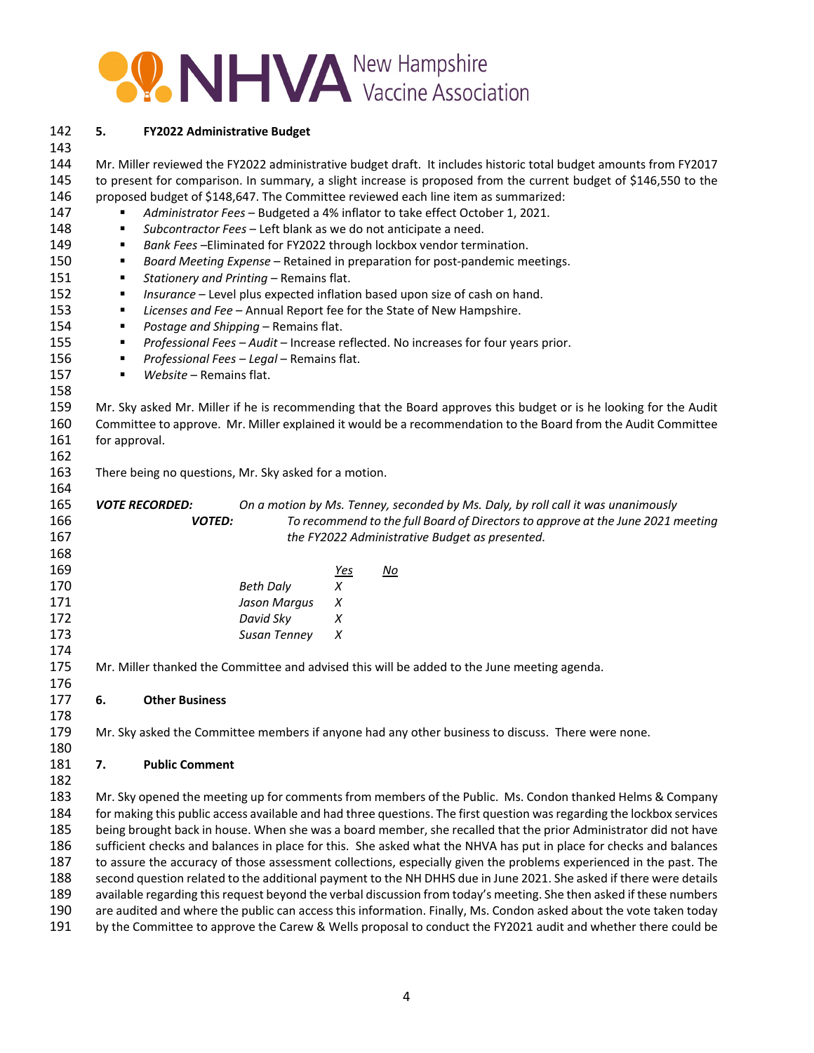## 5. FY2022 Administrative Budget

Mr. Miller reviewed the FY2022 administrative budget draft. It includes historic total budget amounts from FY2017 to present for comparison. In summary, a slight increase is proposed from the current budget of $146,550 to the proposed budget of $148,647. The Committee reviewed each line item as summarized:

- *Administrator Fees* – Budgeted a 4% inflator to take effect October 1, 2021.
- *Subcontractor Fees* – Left blank as we do not anticipate a need.
- *Bank Fees* –Eliminated for FY2022 through lockbox vendor termination.
- *Board Meeting Expense* – Retained in preparation for post-pandemic meetings.
- *Stationery and Printing* – Remains flat.
- *Insurance* – Level plus expected inflation based upon size of cash on hand.
- *Licenses and Fee* – Annual Report fee for the State of New Hampshire.
- *Postage and Shipping* – Remains flat.
- *Professional Fees – Audit* – Increase reflected. No increases for four years prior.
- *Professional Fees – Legal* – Remains flat.
- *Website* – Remains flat.

Mr. Sky asked Mr. Miller if he is recommending that the Board approves this budget or is he looking for the Audit Committee to approve. Mr. Miller explained it would be a recommendation to the Board from the Audit Committee for approval.

There being no questions, Mr. Sky asked for a motion.

***VOTE RECORDED:*** *On a motion by Ms. Tenney, seconded by Ms. Daly, by roll call it was unanimously*

***VOTED:*** *To recommend to the full Board of Directors to approve at the June 2021 meeting the FY2022 Administrative Budget as presented.*

| | Yes | No |
|---|---|---|
| *Beth Daly* | *X* | |
| *Jason Margus* | *X* | |
| *David Sky* | *X* | |
| *Susan Tenney* | *X* | |

Mr. Miller thanked the Committee and advised this will be added to the June meeting agenda.

## 6. Other Business

Mr. Sky asked the Committee members if anyone had any other business to discuss. There were none.

## 7. Public Comment

Mr. Sky opened the meeting up for comments from members of the Public. Ms. Condon thanked Helms & Company for making this public access available and had three questions. The first question was regarding the lockbox services being brought back in house. When she was a board member, she recalled that the prior Administrator did not have sufficient checks and balances in place for this. She asked what the NHVA has put in place for checks and balances to assure the accuracy of those assessment collections, especially given the problems experienced in the past. The second question related to the additional payment to the NH DHHS due in June 2021. She asked if there were details available regarding this request beyond the verbal discussion from today's meeting. She then asked if these numbers are audited and where the public can access this information. Finally, Ms. Condon asked about the vote taken today by the Committee to approve the Carew & Wells proposal to conduct the FY2021 audit and whether there could be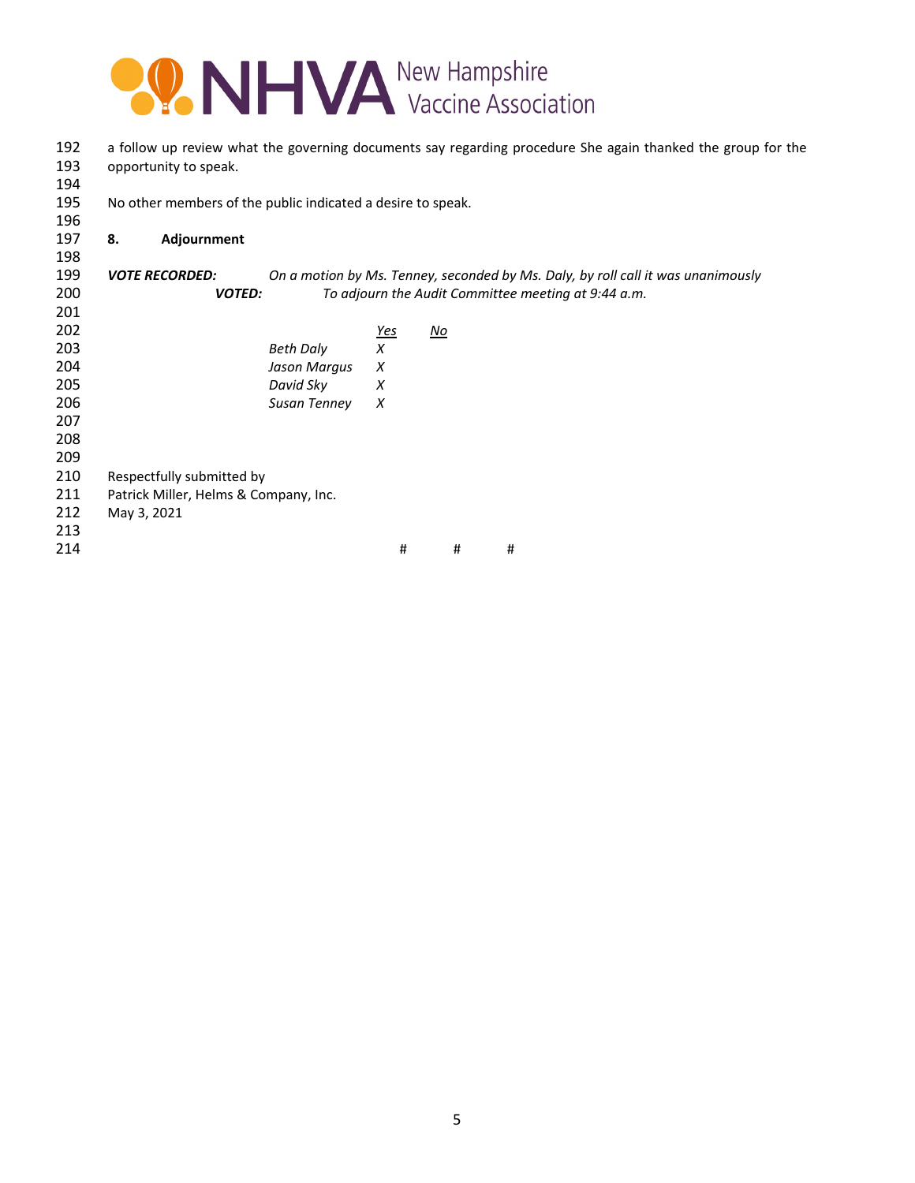a follow up review what the governing documents say regarding procedure She again thanked the group for the opportunity to speak.

No other members of the public indicated a desire to speak.

**8. Adjournment**

***VOTE RECORDED:*** *On a motion by Ms. Tenney, seconded by Ms. Daly, by roll call it was unanimously*
***VOTED:*** *To adjourn the Audit Committee meeting at 9:44 a.m.*

| | Yes | No |
|---|---|---|
| *Beth Daly* | *X* | |
| *Jason Margus* | *X* | |
| *David Sky* | *X* | |
| *Susan Tenney* | *X* | |

Respectfully submitted by
Patrick Miller, Helms & Company, Inc.
May 3, 2021

# # #